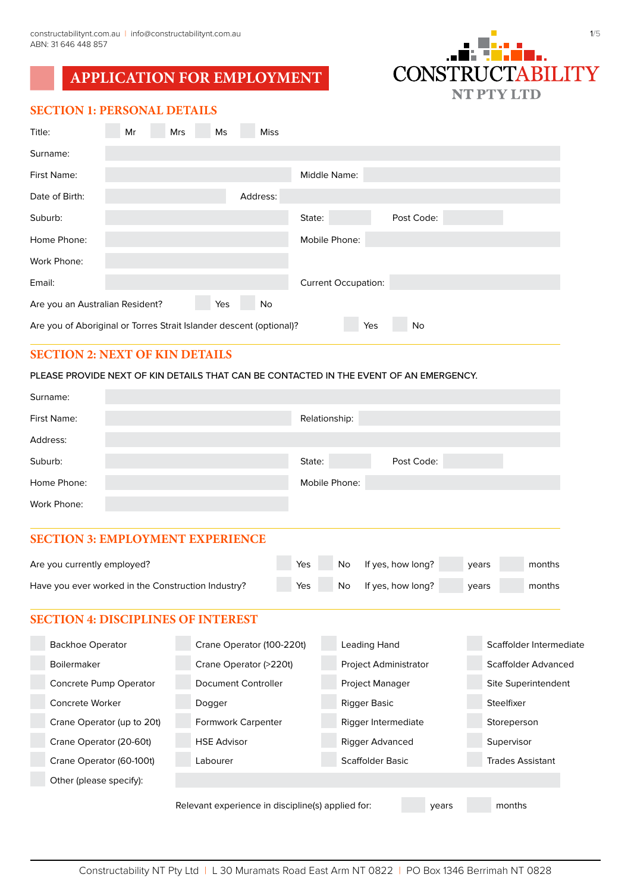constructabilitynt.com.au | info@constructabilitynt.com.au
ABN: 31 646 448 857

CONSTRUCTABILITY
NT PTY LTD

# APPLICATION FOR EMPLOYMENT

## SECTION 1: PERSONAL DETAILS

Title: ☐ Mr ☐ Mrs ☐ Ms ☐ Miss

Surname:

First Name: Middle Name:

Date of Birth: Address:

Suburb: State: Post Code:

Home Phone: Mobile Phone:

Work Phone:

Email: Current Occupation:

Are you an Australian Resident? ☐ Yes ☐ No

Are you of Aboriginal or Torres Strait Islander descent (optional)? ☐ Yes ☐ No

## SECTION 2: NEXT OF KIN DETAILS

PLEASE PROVIDE NEXT OF KIN DETAILS THAT CAN BE CONTACTED IN THE EVENT OF AN EMERGENCY.

Surname:

First Name: Relationship:

Address:

Suburb: State: Post Code:

Home Phone: Mobile Phone:

Work Phone:

## SECTION 3: EMPLOYMENT EXPERIENCE

Are you currently employed? ☐ Yes ☐ No If yes, how long? years months

Have you ever worked in the Construction Industry? ☐ Yes ☐ No If yes, how long? years months

## SECTION 4: DISCIPLINES OF INTEREST

| | | | |
|---|---|---|---|
| ☐ Backhoe Operator | ☐ Crane Operator (100-220t) | ☐ Leading Hand | ☐ Scaffolder Intermediate |
| ☐ Boilermaker | ☐ Crane Operator (>220t) | ☐ Project Administrator | ☐ Scaffolder Advanced |
| ☐ Concrete Pump Operator | ☐ Document Controller | ☐ Project Manager | ☐ Site Superintendent |
| ☐ Concrete Worker | ☐ Dogger | ☐ Rigger Basic | ☐ Steelfixer |
| ☐ Crane Operator (up to 20t) | ☐ Formwork Carpenter | ☐ Rigger Intermediate | ☐ Storeperson |
| ☐ Crane Operator (20-60t) | ☐ HSE Advisor | ☐ Rigger Advanced | ☐ Supervisor |
| ☐ Crane Operator (60-100t) | ☐ Labourer | ☐ Scaffolder Basic | ☐ Trades Assistant |

☐ Other (please specify):

Relevant experience in discipline(s) applied for: years months

Constructability NT Pty Ltd | L 30 Muramats Road East Arm NT 0822 | PO Box 1346 Berrimah NT 0828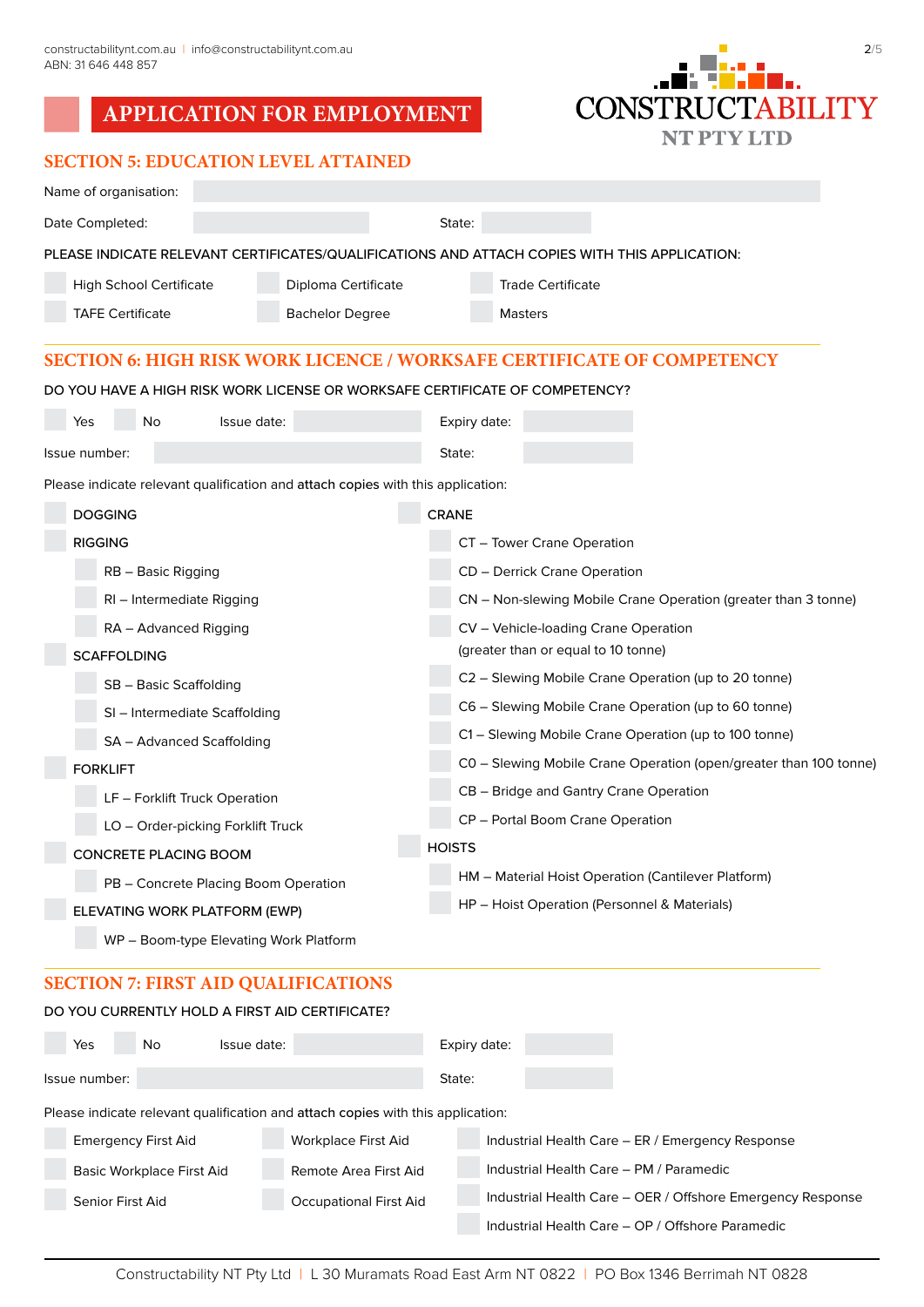# APPLICATION FOR EMPLOYMENT

## SECTION 5: EDUCATION LEVEL ATTAINED

Name of organisation:

Date Completed: State:

PLEASE INDICATE RELEVANT CERTIFICATES/QUALIFICATIONS AND ATTACH COPIES WITH THIS APPLICATION:

- High School Certificate
- Diploma Certificate
- Trade Certificate
- TAFE Certificate
- Bachelor Degree
- Masters

## SECTION 6: HIGH RISK WORK LICENCE / WORKSAFE CERTIFICATE OF COMPETENCY

DO YOU HAVE A HIGH RISK WORK LICENSE OR WORKSAFE CERTIFICATE OF COMPETENCY?

Yes No Issue date: Expiry date:

Issue number: State:

Please indicate relevant qualification and attach copies with this application:

- DOGGING
- RIGGING
  - RB – Basic Rigging
  - RI – Intermediate Rigging
  - RA – Advanced Rigging
- SCAFFOLDING
  - SB – Basic Scaffolding
  - SI – Intermediate Scaffolding
  - SA – Advanced Scaffolding
- FORKLIFT
  - LF – Forklift Truck Operation
  - LO – Order-picking Forklift Truck
- CONCRETE PLACING BOOM
  - PB – Concrete Placing Boom Operation
- ELEVATING WORK PLATFORM (EWP)
  - WP – Boom-type Elevating Work Platform
- CRANE
  - CT – Tower Crane Operation
  - CD – Derrick Crane Operation
  - CN – Non-slewing Mobile Crane Operation (greater than 3 tonne)
  - CV – Vehicle-loading Crane Operation (greater than or equal to 10 tonne)
  - C2 – Slewing Mobile Crane Operation (up to 20 tonne)
  - C6 – Slewing Mobile Crane Operation (up to 60 tonne)
  - C1 – Slewing Mobile Crane Operation (up to 100 tonne)
  - C0 – Slewing Mobile Crane Operation (open/greater than 100 tonne)
  - CB – Bridge and Gantry Crane Operation
  - CP – Portal Boom Crane Operation
- HOISTS
  - HM – Material Hoist Operation (Cantilever Platform)
  - HP – Hoist Operation (Personnel & Materials)

## SECTION 7: FIRST AID QUALIFICATIONS

DO YOU CURRENTLY HOLD A FIRST AID CERTIFICATE?

Yes No Issue date: Expiry date:

Issue number: State:

Please indicate relevant qualification and attach copies with this application:

- Emergency First Aid
- Basic Workplace First Aid
- Senior First Aid
- Workplace First Aid
- Remote Area First Aid
- Occupational First Aid
- Industrial Health Care – ER / Emergency Response
- Industrial Health Care – PM / Paramedic
- Industrial Health Care – OER / Offshore Emergency Response
- Industrial Health Care – OP / Offshore Paramedic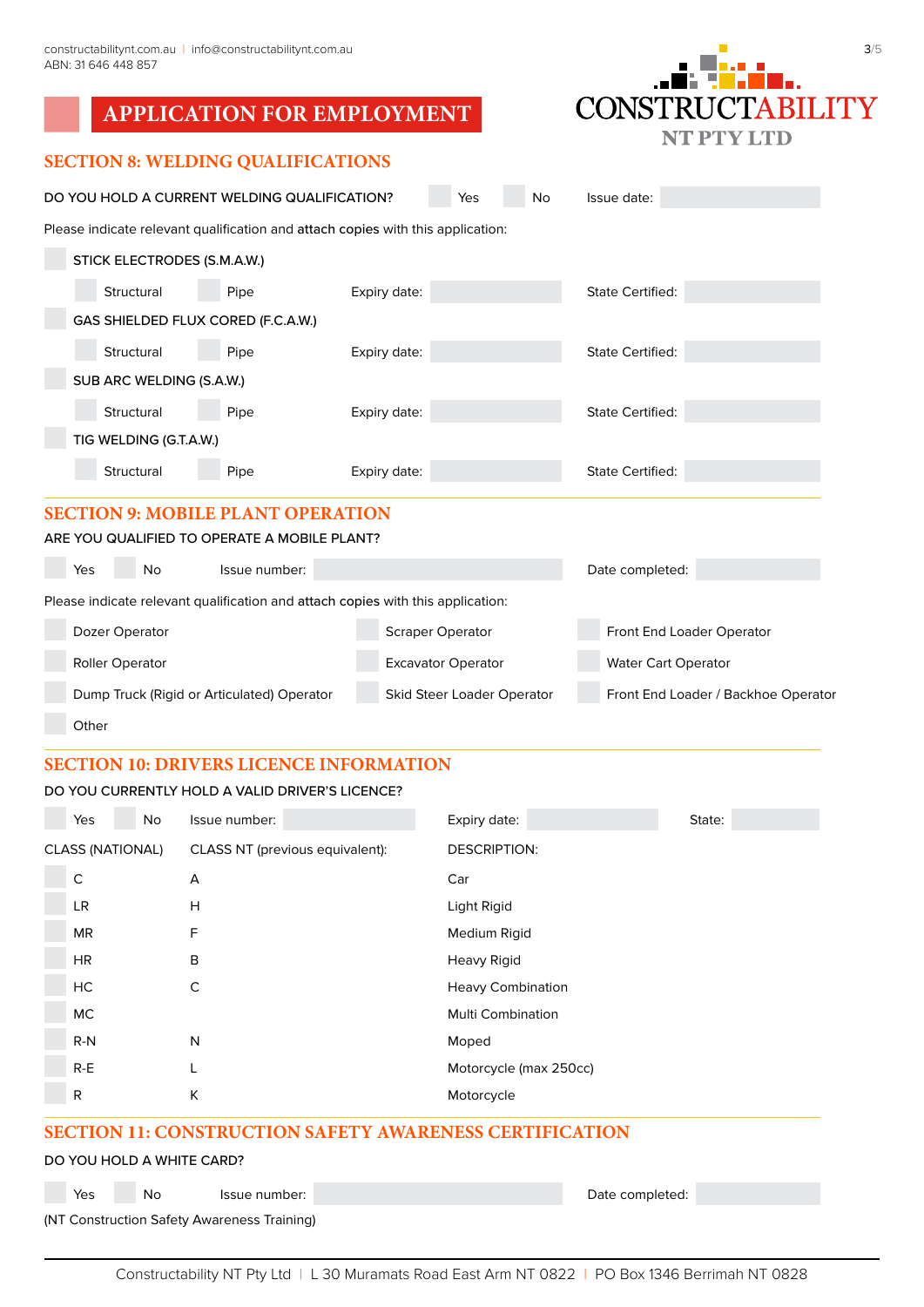# APPLICATION FOR EMPLOYMENT

CONSTRUCTABILITY NT PTY LTD

## SECTION 8: WELDING QUALIFICATIONS

DO YOU HOLD A CURRENT WELDING QUALIFICATION? ☐ Yes ☐ No Issue date:

Please indicate relevant qualification and attach copies with this application:

☐ STICK ELECTRODES (S.M.A.W.)

☐ Structural ☐ Pipe Expiry date: State Certified:

☐ GAS SHIELDED FLUX CORED (F.C.A.W.)

☐ Structural ☐ Pipe Expiry date: State Certified:

☐ SUB ARC WELDING (S.A.W.)

☐ Structural ☐ Pipe Expiry date: State Certified:

☐ TIG WELDING (G.T.A.W.)

☐ Structural ☐ Pipe Expiry date: State Certified:

## SECTION 9: MOBILE PLANT OPERATION

ARE YOU QUALIFIED TO OPERATE A MOBILE PLANT?

☐ Yes ☐ No Issue number: Date completed:

Please indicate relevant qualification and attach copies with this application:

| | | |
|---|---|---|
| ☐ Dozer Operator | ☐ Scraper Operator | ☐ Front End Loader Operator |
| ☐ Roller Operator | ☐ Excavator Operator | ☐ Water Cart Operator |
| ☐ Dump Truck (Rigid or Articulated) Operator | ☐ Skid Steer Loader Operator | ☐ Front End Loader / Backhoe Operator |
| ☐ Other | | |

## SECTION 10: DRIVERS LICENCE INFORMATION

DO YOU CURRENTLY HOLD A VALID DRIVER'S LICENCE?

☐ Yes ☐ No Issue number: Expiry date: State:

| CLASS (NATIONAL) | CLASS NT (previous equivalent): | DESCRIPTION: |
|---|---|---|
| ☐ C | A | Car |
| ☐ LR | H | Light Rigid |
| ☐ MR | F | Medium Rigid |
| ☐ HR | B | Heavy Rigid |
| ☐ HC | C | Heavy Combination |
| ☐ MC | | Multi Combination |
| ☐ R-N | N | Moped |
| ☐ R-E | L | Motorcycle (max 250cc) |
| ☐ R | K | Motorcycle |

## SECTION 11: CONSTRUCTION SAFETY AWARENESS CERTIFICATION

DO YOU HOLD A WHITE CARD?

☐ Yes ☐ No Issue number: Date completed:

(NT Construction Safety Awareness Training)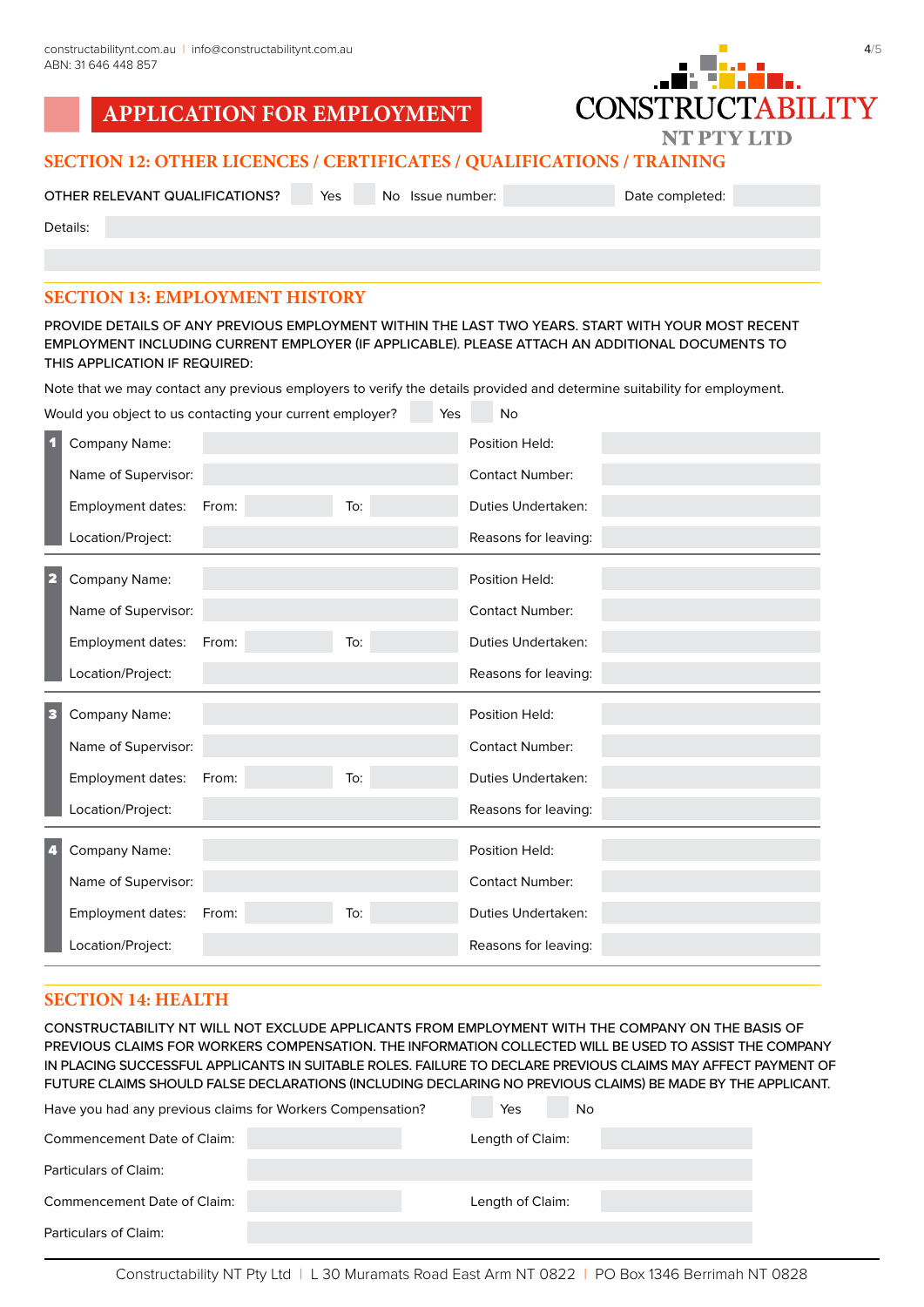## APPLICATION FOR EMPLOYMENT

### SECTION 12: OTHER LICENCES / CERTIFICATES / QUALIFICATIONS / TRAINING

OTHER RELEVANT QUALIFICATIONS? ☐ Yes ☐ No Issue number: ________ Date completed: ________

Details: ________

### SECTION 13: EMPLOYMENT HISTORY

PROVIDE DETAILS OF ANY PREVIOUS EMPLOYMENT WITHIN THE LAST TWO YEARS. START WITH YOUR MOST RECENT EMPLOYMENT INCLUDING CURRENT EMPLOYER (IF APPLICABLE). PLEASE ATTACH AN ADDITIONAL DOCUMENTS TO THIS APPLICATION IF REQUIRED:

Note that we may contact any previous employers to verify the details provided and determine suitability for employment.

Would you object to us contacting your current employer? ☐ Yes ☐ No

**1**

| | | | |
|---|---|---|---|
| Company Name: | | Position Held: | |
| Name of Supervisor: | | Contact Number: | |
| Employment dates: | From: To: | Duties Undertaken: | |
| Location/Project: | | Reasons for leaving: | |

**2**

| | | | |
|---|---|---|---|
| Company Name: | | Position Held: | |
| Name of Supervisor: | | Contact Number: | |
| Employment dates: | From: To: | Duties Undertaken: | |
| Location/Project: | | Reasons for leaving: | |

**3**

| | | | |
|---|---|---|---|
| Company Name: | | Position Held: | |
| Name of Supervisor: | | Contact Number: | |
| Employment dates: | From: To: | Duties Undertaken: | |
| Location/Project: | | Reasons for leaving: | |

**4**

| | | | |
|---|---|---|---|
| Company Name: | | Position Held: | |
| Name of Supervisor: | | Contact Number: | |
| Employment dates: | From: To: | Duties Undertaken: | |
| Location/Project: | | Reasons for leaving: | |

### SECTION 14: HEALTH

CONSTRUCTABILITY NT WILL NOT EXCLUDE APPLICANTS FROM EMPLOYMENT WITH THE COMPANY ON THE BASIS OF PREVIOUS CLAIMS FOR WORKERS COMPENSATION. THE INFORMATION COLLECTED WILL BE USED TO ASSIST THE COMPANY IN PLACING SUCCESSFUL APPLICANTS IN SUITABLE ROLES. FAILURE TO DECLARE PREVIOUS CLAIMS MAY AFFECT PAYMENT OF FUTURE CLAIMS SHOULD FALSE DECLARATIONS (INCLUDING DECLARING NO PREVIOUS CLAIMS) BE MADE BY THE APPLICANT.

Have you had any previous claims for Workers Compensation? ☐ Yes ☐ No

| | | | |
|---|---|---|---|
| Commencement Date of Claim: | | Length of Claim: | |
| Particulars of Claim: | | | |
| Commencement Date of Claim: | | Length of Claim: | |
| Particulars of Claim: | | | |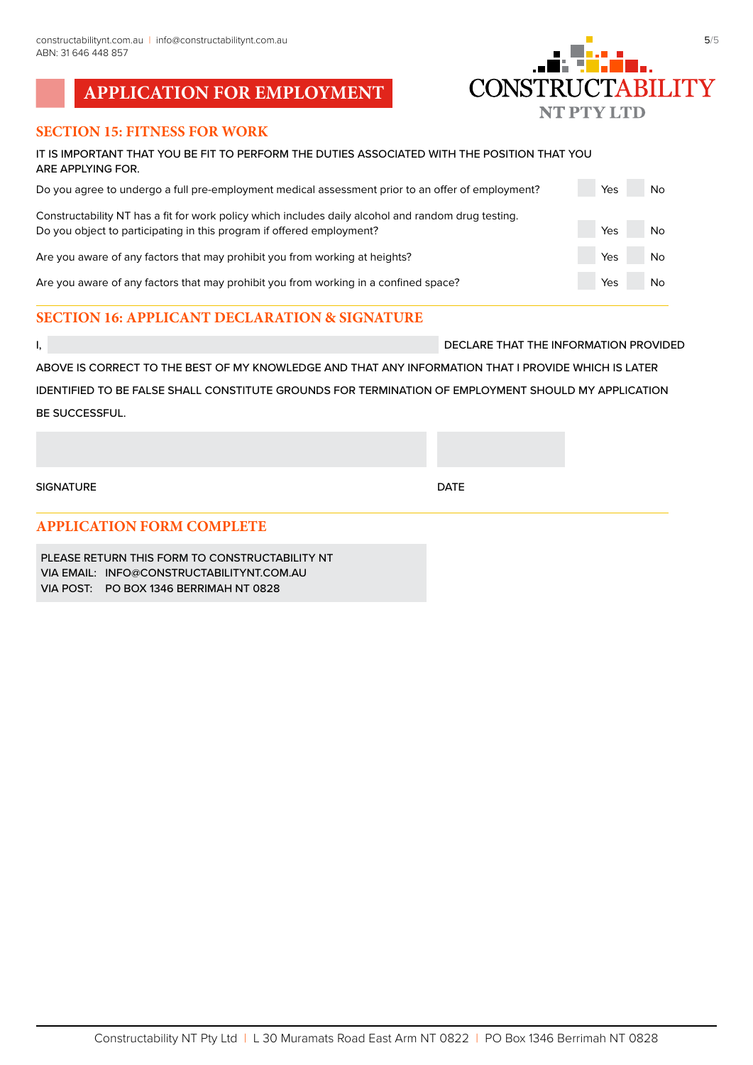# APPLICATION FOR EMPLOYMENT

## SECTION 15: FITNESS FOR WORK

IT IS IMPORTANT THAT YOU BE FIT TO PERFORM THE DUTIES ASSOCIATED WITH THE POSITION THAT YOU ARE APPLYING FOR.

| | | |
|---|---|---|
| Do you agree to undergo a full pre-employment medical assessment prior to an offer of employment? | Yes | No |
| Constructability NT has a fit for work policy which includes daily alcohol and random drug testing. Do you object to participating in this program if offered employment? | Yes | No |
| Are you aware of any factors that may prohibit you from working at heights? | Yes | No |
| Are you aware of any factors that may prohibit you from working in a confined space? | Yes | No |

## SECTION 16: APPLICANT DECLARATION & SIGNATURE

I, ____________________ DECLARE THAT THE INFORMATION PROVIDED ABOVE IS CORRECT TO THE BEST OF MY KNOWLEDGE AND THAT ANY INFORMATION THAT I PROVIDE WHICH IS LATER IDENTIFIED TO BE FALSE SHALL CONSTITUTE GROUNDS FOR TERMINATION OF EMPLOYMENT SHOULD MY APPLICATION BE SUCCESSFUL.

SIGNATURE

DATE

## APPLICATION FORM COMPLETE

PLEASE RETURN THIS FORM TO CONSTRUCTABILITY NT
VIA EMAIL: INFO@CONSTRUCTABILITYNT.COM.AU
VIA POST: PO BOX 1346 BERRIMAH NT 0828